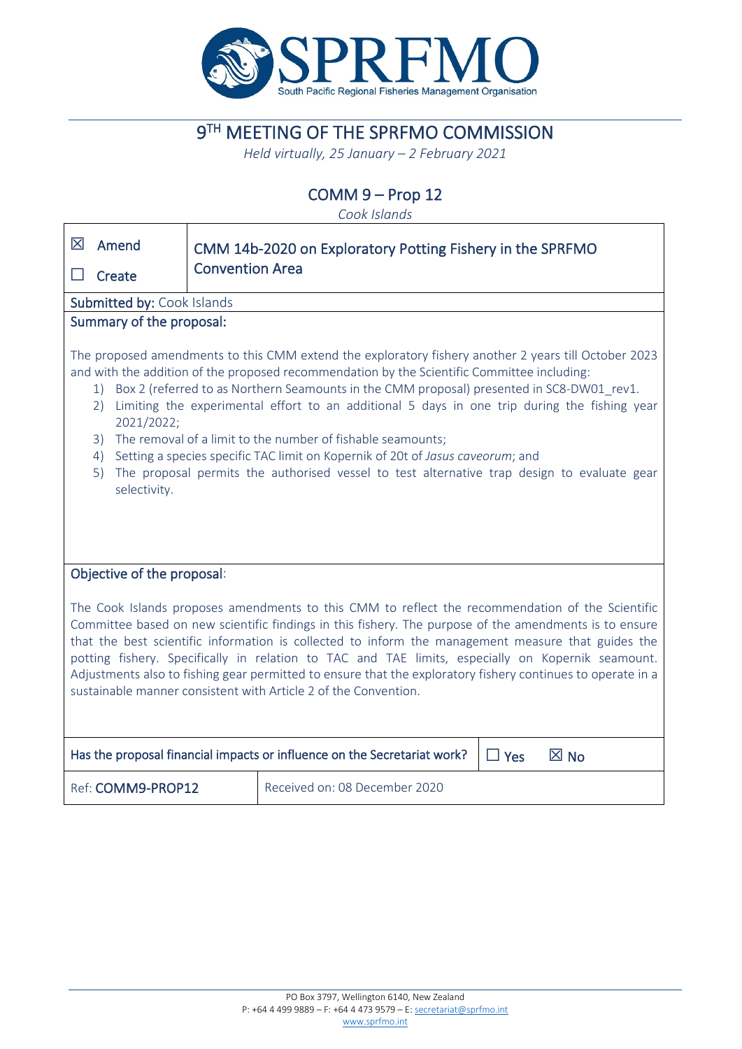# 9[TH] MEETING OF THE SPRFMO COMMISSION

*Held virtually, 25 January – 2 February 2021*

## COMM 9 – Prop 12

*Cook Islands*

| | |
|---|---|
| ☒ Amend<br>☐ Create | CMM 14b-2020 on Exploratory Potting Fishery in the SPRFMO Convention Area |

**Submitted by:** Cook Islands

**Summary of the proposal:**

The proposed amendments to this CMM extend the exploratory fishery another 2 years till October 2023 and with the addition of the proposed recommendation by the Scientific Committee including:

1) Box 2 (referred to as Northern Seamounts in the CMM proposal) presented in SC8-DW01_rev1.
2) Limiting the experimental effort to an additional 5 days in one trip during the fishing year 2021/2022;
3) The removal of a limit to the number of fishable seamounts;
4) Setting a species specific TAC limit on Kopernik of 20t of *Jasus caveorum*; and
5) The proposal permits the authorised vessel to test alternative trap design to evaluate gear selectivity.

**Objective of the proposal**:

The Cook Islands proposes amendments to this CMM to reflect the recommendation of the Scientific Committee based on new scientific findings in this fishery. The purpose of the amendments is to ensure that the best scientific information is collected to inform the management measure that guides the potting fishery. Specifically in relation to TAC and TAE limits, especially on Kopernik seamount. Adjustments also to fishing gear permitted to ensure that the exploratory fishery continues to operate in a sustainable manner consistent with Article 2 of the Convention.

| Has the proposal financial impacts or influence on the Secretariat work? | ☐ Yes ☒ No |
|---|---|
| Ref: **COMM9-PROP12** | Received on: 08 December 2020 |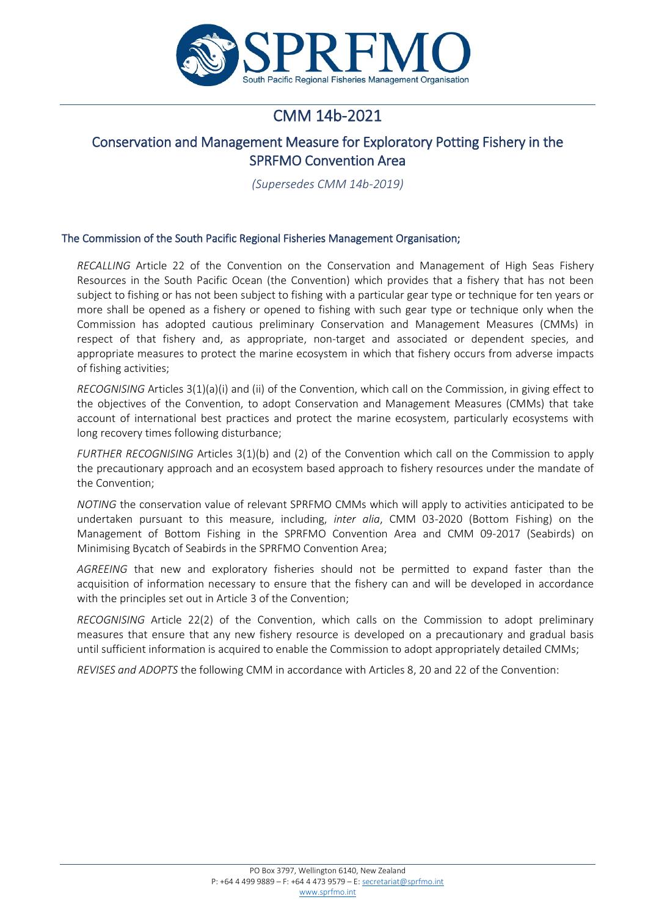# CMM 14b-2021

## Conservation and Management Measure for Exploratory Potting Fishery in the SPRFMO Convention Area

*(Supersedes CMM 14b-2019)*

### The Commission of the South Pacific Regional Fisheries Management Organisation;

*RECALLING* Article 22 of the Convention on the Conservation and Management of High Seas Fishery Resources in the South Pacific Ocean (the Convention) which provides that a fishery that has not been subject to fishing or has not been subject to fishing with a particular gear type or technique for ten years or more shall be opened as a fishery or opened to fishing with such gear type or technique only when the Commission has adopted cautious preliminary Conservation and Management Measures (CMMs) in respect of that fishery and, as appropriate, non-target and associated or dependent species, and appropriate measures to protect the marine ecosystem in which that fishery occurs from adverse impacts of fishing activities;

*RECOGNISING* Articles 3(1)(a)(i) and (ii) of the Convention, which call on the Commission, in giving effect to the objectives of the Convention, to adopt Conservation and Management Measures (CMMs) that take account of international best practices and protect the marine ecosystem, particularly ecosystems with long recovery times following disturbance;

*FURTHER RECOGNISING* Articles 3(1)(b) and (2) of the Convention which call on the Commission to apply the precautionary approach and an ecosystem based approach to fishery resources under the mandate of the Convention;

*NOTING* the conservation value of relevant SPRFMO CMMs which will apply to activities anticipated to be undertaken pursuant to this measure, including, *inter alia*, CMM 03-2020 (Bottom Fishing) on the Management of Bottom Fishing in the SPRFMO Convention Area and CMM 09-2017 (Seabirds) on Minimising Bycatch of Seabirds in the SPRFMO Convention Area;

*AGREEING* that new and exploratory fisheries should not be permitted to expand faster than the acquisition of information necessary to ensure that the fishery can and will be developed in accordance with the principles set out in Article 3 of the Convention;

*RECOGNISING* Article 22(2) of the Convention, which calls on the Commission to adopt preliminary measures that ensure that any new fishery resource is developed on a precautionary and gradual basis until sufficient information is acquired to enable the Commission to adopt appropriately detailed CMMs;

*REVISES and ADOPTS* the following CMM in accordance with Articles 8, 20 and 22 of the Convention: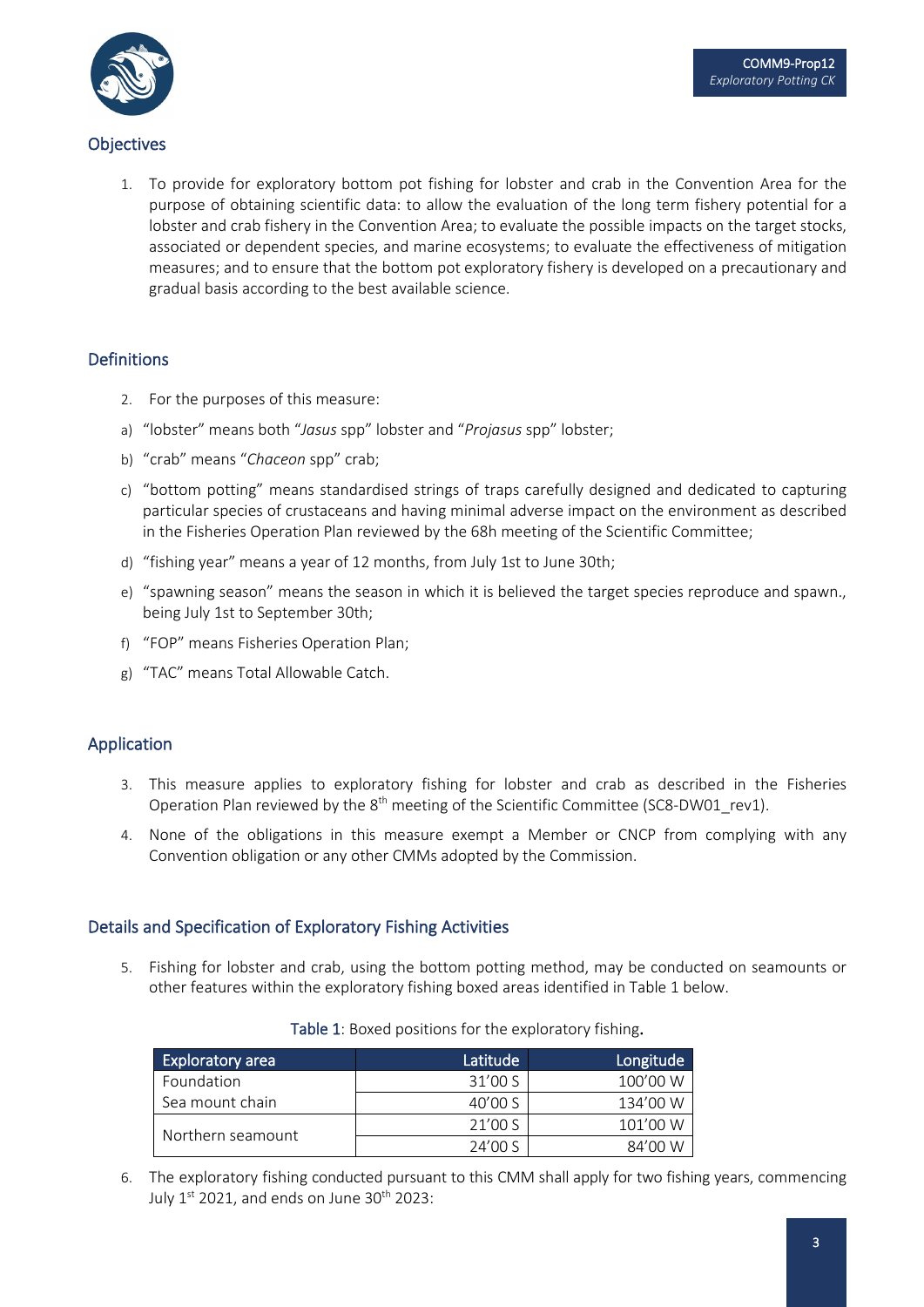## Objectives

1. To provide for exploratory bottom pot fishing for lobster and crab in the Convention Area for the purpose of obtaining scientific data: to allow the evaluation of the long term fishery potential for a lobster and crab fishery in the Convention Area; to evaluate the possible impacts on the target stocks, associated or dependent species, and marine ecosystems; to evaluate the effectiveness of mitigation measures; and to ensure that the bottom pot exploratory fishery is developed on a precautionary and gradual basis according to the best available science.

## Definitions

2. For the purposes of this measure:

a) "lobster" means both "*Jasus* spp" lobster and "*Projasus* spp" lobster;

b) "crab" means "*Chaceon* spp" crab;

c) "bottom potting" means standardised strings of traps carefully designed and dedicated to capturing particular species of crustaceans and having minimal adverse impact on the environment as described in the Fisheries Operation Plan reviewed by the 68h meeting of the Scientific Committee;

d) "fishing year" means a year of 12 months, from July 1st to June 30th;

e) "spawning season" means the season in which it is believed the target species reproduce and spawn., being July 1st to September 30th;

f) "FOP" means Fisheries Operation Plan;

g) "TAC" means Total Allowable Catch.

## Application

3. This measure applies to exploratory fishing for lobster and crab as described in the Fisheries Operation Plan reviewed by the 8th meeting of the Scientific Committee (SC8-DW01_rev1).

4. None of the obligations in this measure exempt a Member or CNCP from complying with any Convention obligation or any other CMMs adopted by the Commission.

## Details and Specification of Exploratory Fishing Activities

5. Fishing for lobster and crab, using the bottom potting method, may be conducted on seamounts or other features within the exploratory fishing boxed areas identified in Table 1 below.

Table 1: Boxed positions for the exploratory fishing.

| Exploratory area | Latitude | Longitude |
|---|---|---|
| Foundation | 31'00 S | 100'00 W |
| Sea mount chain | 40'00 S | 134'00 W |
| Northern seamount | 21'00 S | 101'00 W |
| | 24'00 S | 84'00 W |

6. The exploratory fishing conducted pursuant to this CMM shall apply for two fishing years, commencing July 1st 2021, and ends on June 30th 2023: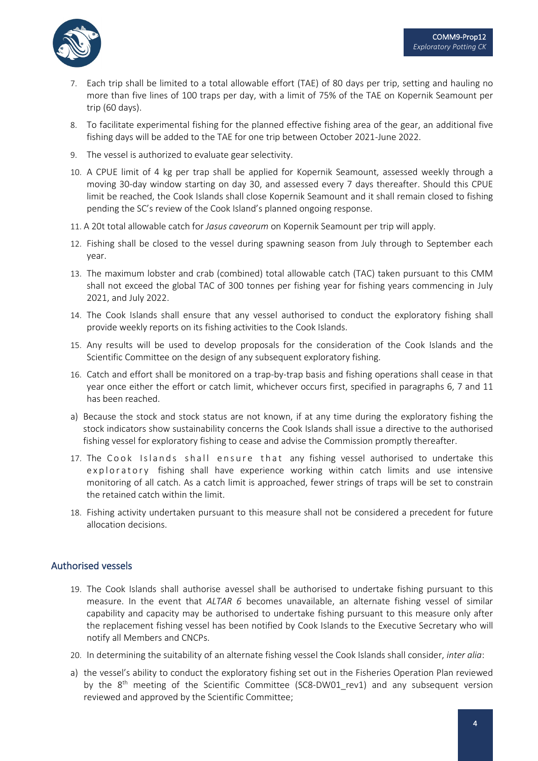7. Each trip shall be limited to a total allowable effort (TAE) of 80 days per trip, setting and hauling no more than five lines of 100 traps per day, with a limit of 75% of the TAE on Kopernik Seamount per trip (60 days).
8. To facilitate experimental fishing for the planned effective fishing area of the gear, an additional five fishing days will be added to the TAE for one trip between October 2021-June 2022.
9. The vessel is authorized to evaluate gear selectivity.
10. A CPUE limit of 4 kg per trap shall be applied for Kopernik Seamount, assessed weekly through a moving 30-day window starting on day 30, and assessed every 7 days thereafter. Should this CPUE limit be reached, the Cook Islands shall close Kopernik Seamount and it shall remain closed to fishing pending the SC's review of the Cook Island's planned ongoing response.
11. A 20t total allowable catch for *Jasus caveorum* on Kopernik Seamount per trip will apply.
12. Fishing shall be closed to the vessel during spawning season from July through to September each year.
13. The maximum lobster and crab (combined) total allowable catch (TAC) taken pursuant to this CMM shall not exceed the global TAC of 300 tonnes per fishing year for fishing years commencing in July 2021, and July 2022.
14. The Cook Islands shall ensure that any vessel authorised to conduct the exploratory fishing shall provide weekly reports on its fishing activities to the Cook Islands.
15. Any results will be used to develop proposals for the consideration of the Cook Islands and the Scientific Committee on the design of any subsequent exploratory fishing.
16. Catch and effort shall be monitored on a trap-by-trap basis and fishing operations shall cease in that year once either the effort or catch limit, whichever occurs first, specified in paragraphs 6, 7 and 11 has been reached.

a) Because the stock and stock status are not known, if at any time during the exploratory fishing the stock indicators show sustainability concerns the Cook Islands shall issue a directive to the authorised fishing vessel for exploratory fishing to cease and advise the Commission promptly thereafter.

17. The Cook Islands shall ensure that any fishing vessel authorised to undertake this exploratory fishing shall have experience working within catch limits and use intensive monitoring of all catch. As a catch limit is approached, fewer strings of traps will be set to constrain the retained catch within the limit.
18. Fishing activity undertaken pursuant to this measure shall not be considered a precedent for future allocation decisions.

## Authorised vessels

19. The Cook Islands shall authorise avessel shall be authorised to undertake fishing pursuant to this measure. In the event that *ALTAR 6* becomes unavailable, an alternate fishing vessel of similar capability and capacity may be authorised to undertake fishing pursuant to this measure only after the replacement fishing vessel has been notified by Cook Islands to the Executive Secretary who will notify all Members and CNCPs.
20. In determining the suitability of an alternate fishing vessel the Cook Islands shall consider, *inter alia*:

a) the vessel's ability to conduct the exploratory fishing set out in the Fisheries Operation Plan reviewed by the 8th meeting of the Scientific Committee (SC8-DW01_rev1) and any subsequent version reviewed and approved by the Scientific Committee;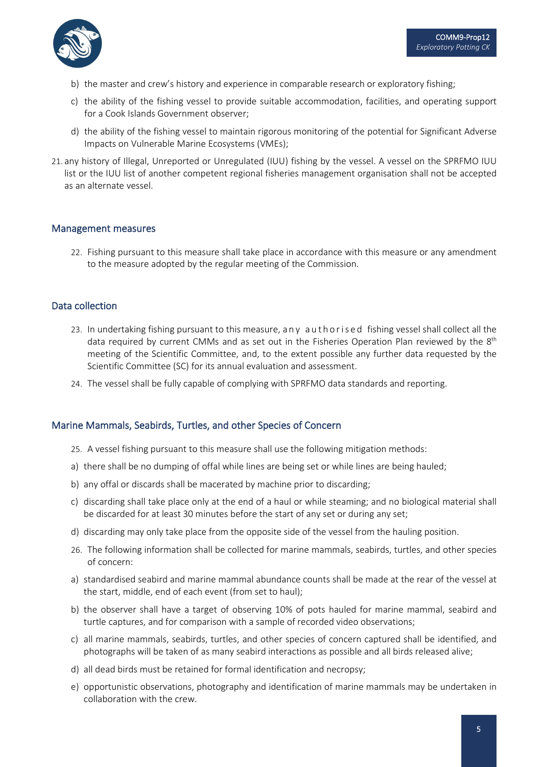b) the master and crew's history and experience in comparable research or exploratory fishing;

c) the ability of the fishing vessel to provide suitable accommodation, facilities, and operating support for a Cook Islands Government observer;

d) the ability of the fishing vessel to maintain rigorous monitoring of the potential for Significant Adverse Impacts on Vulnerable Marine Ecosystems (VMEs);

21. any history of Illegal, Unreported or Unregulated (IUU) fishing by the vessel. A vessel on the SPRFMO IUU list or the IUU list of another competent regional fisheries management organisation shall not be accepted as an alternate vessel.

## Management measures

22. Fishing pursuant to this measure shall take place in accordance with this measure or any amendment to the measure adopted by the regular meeting of the Commission.

## Data collection

23. In undertaking fishing pursuant to this measure, any authorised fishing vessel shall collect all the data required by current CMMs and as set out in the Fisheries Operation Plan reviewed by the 8th meeting of the Scientific Committee, and, to the extent possible any further data requested by the Scientific Committee (SC) for its annual evaluation and assessment.

24. The vessel shall be fully capable of complying with SPRFMO data standards and reporting.

## Marine Mammals, Seabirds, Turtles, and other Species of Concern

25. A vessel fishing pursuant to this measure shall use the following mitigation methods:

a) there shall be no dumping of offal while lines are being set or while lines are being hauled;

b) any offal or discards shall be macerated by machine prior to discarding;

c) discarding shall take place only at the end of a haul or while steaming; and no biological material shall be discarded for at least 30 minutes before the start of any set or during any set;

d) discarding may only take place from the opposite side of the vessel from the hauling position.

26. The following information shall be collected for marine mammals, seabirds, turtles, and other species of concern:

a) standardised seabird and marine mammal abundance counts shall be made at the rear of the vessel at the start, middle, end of each event (from set to haul);

b) the observer shall have a target of observing 10% of pots hauled for marine mammal, seabird and turtle captures, and for comparison with a sample of recorded video observations;

c) all marine mammals, seabirds, turtles, and other species of concern captured shall be identified, and photographs will be taken of as many seabird interactions as possible and all birds released alive;

d) all dead birds must be retained for formal identification and necropsy;

e) opportunistic observations, photography and identification of marine mammals may be undertaken in collaboration with the crew.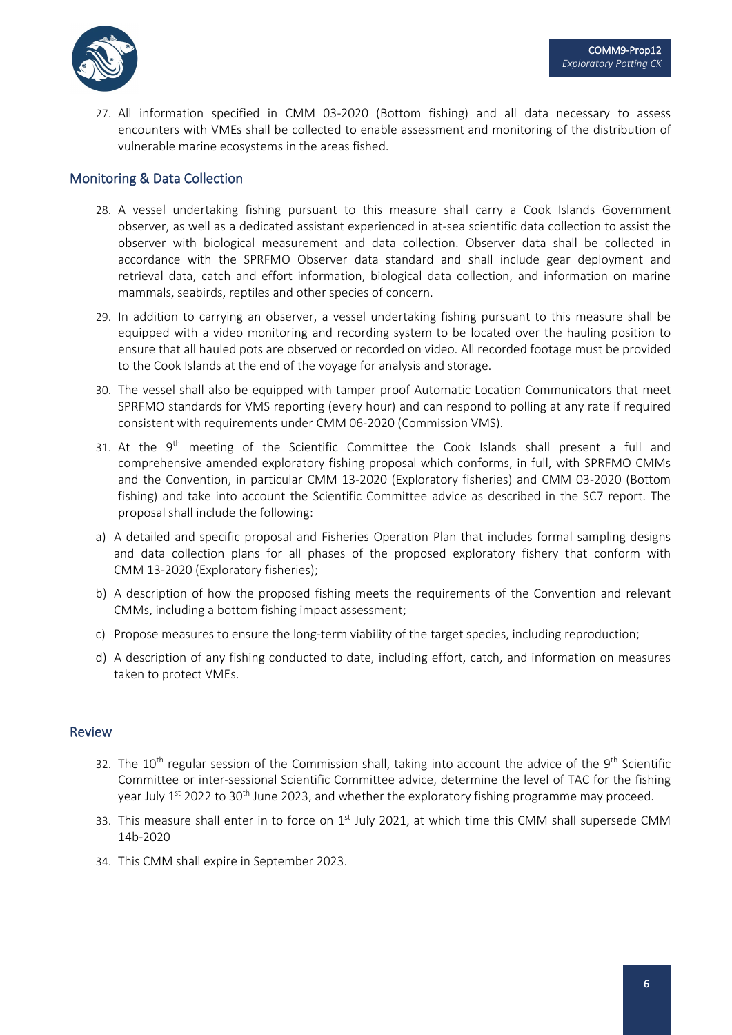27. All information specified in CMM 03-2020 (Bottom fishing) and all data necessary to assess encounters with VMEs shall be collected to enable assessment and monitoring of the distribution of vulnerable marine ecosystems in the areas fished.

## Monitoring & Data Collection

28. A vessel undertaking fishing pursuant to this measure shall carry a Cook Islands Government observer, as well as a dedicated assistant experienced in at-sea scientific data collection to assist the observer with biological measurement and data collection. Observer data shall be collected in accordance with the SPRFMO Observer data standard and shall include gear deployment and retrieval data, catch and effort information, biological data collection, and information on marine mammals, seabirds, reptiles and other species of concern.

29. In addition to carrying an observer, a vessel undertaking fishing pursuant to this measure shall be equipped with a video monitoring and recording system to be located over the hauling position to ensure that all hauled pots are observed or recorded on video. All recorded footage must be provided to the Cook Islands at the end of the voyage for analysis and storage.

30. The vessel shall also be equipped with tamper proof Automatic Location Communicators that meet SPRFMO standards for VMS reporting (every hour) and can respond to polling at any rate if required consistent with requirements under CMM 06-2020 (Commission VMS).

31. At the 9th meeting of the Scientific Committee the Cook Islands shall present a full and comprehensive amended exploratory fishing proposal which conforms, in full, with SPRFMO CMMs and the Convention, in particular CMM 13-2020 (Exploratory fisheries) and CMM 03-2020 (Bottom fishing) and take into account the Scientific Committee advice as described in the SC7 report. The proposal shall include the following:

a) A detailed and specific proposal and Fisheries Operation Plan that includes formal sampling designs and data collection plans for all phases of the proposed exploratory fishery that conform with CMM 13-2020 (Exploratory fisheries);

b) A description of how the proposed fishing meets the requirements of the Convention and relevant CMMs, including a bottom fishing impact assessment;

c) Propose measures to ensure the long-term viability of the target species, including reproduction;

d) A description of any fishing conducted to date, including effort, catch, and information on measures taken to protect VMEs.

## Review

32. The 10th regular session of the Commission shall, taking into account the advice of the 9th Scientific Committee or inter-sessional Scientific Committee advice, determine the level of TAC for the fishing year July 1st 2022 to 30th June 2023, and whether the exploratory fishing programme may proceed.

33. This measure shall enter in to force on 1st July 2021, at which time this CMM shall supersede CMM 14b-2020

34. This CMM shall expire in September 2023.